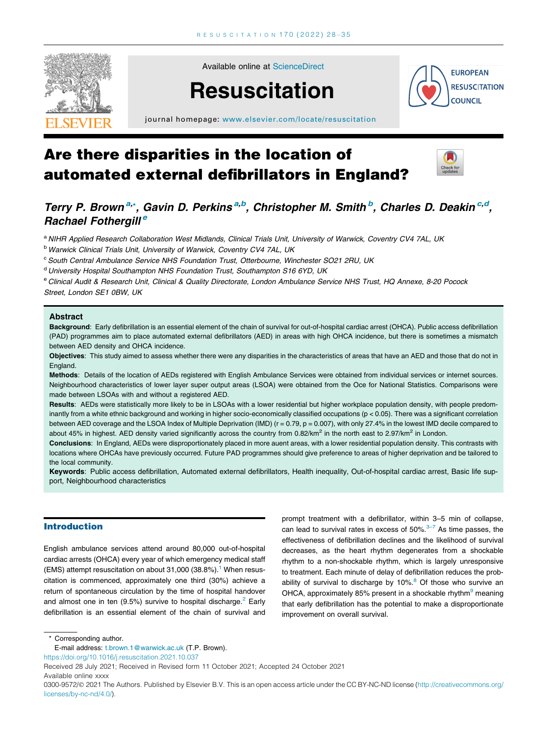# Are there disparities in the location of automated external defibrillators in England?

*Terry P. Brown*[a,*], *Gavin D. Perkins*[a,b], *Christopher M. Smith*[b], *Charles D. Deakin*[c,d], *Rachael Fothergill*[e]

[a] NIHR Applied Research Collaboration West Midlands, Clinical Trials Unit, University of Warwick, Coventry CV4 7AL, UK

[b] Warwick Clinical Trials Unit, University of Warwick, Coventry CV4 7AL, UK

[c] South Central Ambulance Service NHS Foundation Trust, Otterbourne, Winchester SO21 2RU, UK

[d] University Hospital Southampton NHS Foundation Trust, Southampton S16 6YD, UK

[e] Clinical Audit & Research Unit, Clinical & Quality Directorate, London Ambulance Service NHS Trust, HQ Annexe, 8-20 Pocock Street, London SE1 0BW, UK

## Abstract

**Background**: Early defibrillation is an essential element of the chain of survival for out-of-hospital cardiac arrest (OHCA). Public access defibrillation (PAD) programmes aim to place automated external defibrillators (AED) in areas with high OHCA incidence, but there is sometimes a mismatch between AED density and OHCA incidence.

**Objectives**: This study aimed to assess whether there were any disparities in the characteristics of areas that have an AED and those that do not in England.

**Methods**: Details of the location of AEDs registered with English Ambulance Services were obtained from individual services or internet sources. Neighbourhood characteristics of lower layer super output areas (LSOA) were obtained from the Oce for National Statistics. Comparisons were made between LSOAs with and without a registered AED.

**Results**: AEDs were statistically more likely to be in LSOAs with a lower residential but higher workplace population density, with people predominantly from a white ethnic background and working in higher socio-economically classified occupations ($p < 0.05$). There was a significant correlation between AED coverage and the LSOA Index of Multiple Deprivation (IMD) ($r = 0.79$, $p = 0.007$), with only 27.4% in the lowest IMD decile compared to about 45% in highest. AED density varied significantly across the country from 0.82/km$^2$ in the north east to 2.97/km$^2$ in London.

**Conclusions**: In England, AEDs were disproportionately placed in more auent areas, with a lower residential population density. This contrasts with locations where OHCAs have previously occurred. Future PAD programmes should give preference to areas of higher deprivation and be tailored to the local community.

**Keywords**: Public access defibrillation, Automated external defibrillators, Health inequality, Out-of-hospital cardiac arrest, Basic life support, Neighbourhood characteristics

## Introduction

English ambulance services attend around 80,000 out-of-hospital cardiac arrests (OHCA) every year of which emergency medical staff (EMS) attempt resuscitation on about 31,000 (38.8%).[1] When resuscitation is commenced, approximately one third (30%) achieve a return of spontaneous circulation by the time of hospital handover and almost one in ten (9.5%) survive to hospital discharge.[2] Early defibrillation is an essential element of the chain of survival and prompt treatment with a defibrillator, within 3–5 min of collapse, can lead to survival rates in excess of 50%.[3–7] As time passes, the effectiveness of defibrillation declines and the likelihood of survival decreases, as the heart rhythm degenerates from a shockable rhythm to a non-shockable rhythm, which is largely unresponsive to treatment. Each minute of delay of defibrillation reduces the probability of survival to discharge by 10%.[8] Of those who survive an OHCA, approximately 85% present in a shockable rhythm[9] meaning that early defibrillation has the potential to make a disproportionate improvement on overall survival.

\* Corresponding author.
E-mail address: t.brown.1@warwick.ac.uk (T.P. Brown).
https://doi.org/10.1016/j.resuscitation.2021.10.037
Received 28 July 2021; Received in Revised form 11 October 2021; Accepted 24 October 2021
Available online xxxx
0300-9572/© 2021 The Authors. Published by Elsevier B.V. This is an open access article under the CC BY-NC-ND license (http://creativecommons.org/licenses/by-nc-nd/4.0/).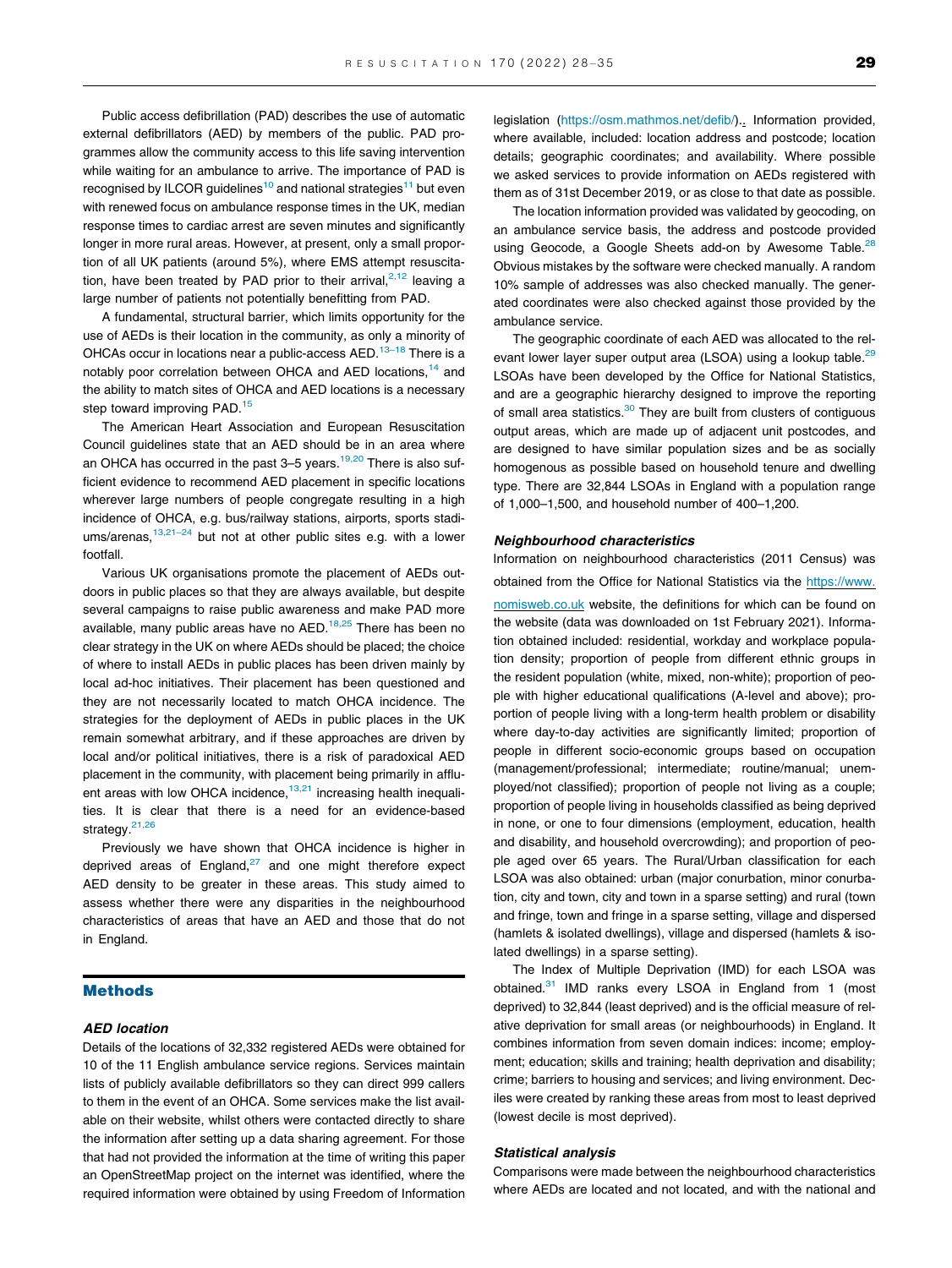Public access defibrillation (PAD) describes the use of automatic external defibrillators (AED) by members of the public. PAD programmes allow the community access to this life saving intervention while waiting for an ambulance to arrive. The importance of PAD is recognised by ILCOR guidelines[10] and national strategies[11] but even with renewed focus on ambulance response times in the UK, median response times to cardiac arrest are seven minutes and significantly longer in more rural areas. However, at present, only a small proportion of all UK patients (around 5%), where EMS attempt resuscitation, have been treated by PAD prior to their arrival,[2,12] leaving a large number of patients not potentially benefitting from PAD.

A fundamental, structural barrier, which limits opportunity for the use of AEDs is their location in the community, as only a minority of OHCAs occur in locations near a public-access AED.[13–18] There is a notably poor correlation between OHCA and AED locations,[14] and the ability to match sites of OHCA and AED locations is a necessary step toward improving PAD.[15]

The American Heart Association and European Resuscitation Council guidelines state that an AED should be in an area where an OHCA has occurred in the past 3–5 years.[19,20] There is also sufficient evidence to recommend AED placement in specific locations wherever large numbers of people congregate resulting in a high incidence of OHCA, e.g. bus/railway stations, airports, sports stadiums/arenas,[13,21–24] but not at other public sites e.g. with a lower footfall.

Various UK organisations promote the placement of AEDs outdoors in public places so that they are always available, but despite several campaigns to raise public awareness and make PAD more available, many public areas have no AED.[18,25] There has been no clear strategy in the UK on where AEDs should be placed; the choice of where to install AEDs in public places has been driven mainly by local ad-hoc initiatives. Their placement has been questioned and they are not necessarily located to match OHCA incidence. The strategies for the deployment of AEDs in public places in the UK remain somewhat arbitrary, and if these approaches are driven by local and/or political initiatives, there is a risk of paradoxical AED placement in the community, with placement being primarily in affluent areas with low OHCA incidence,[13,21] increasing health inequalities. It is clear that there is a need for an evidence-based strategy.[21,26]

Previously we have shown that OHCA incidence is higher in deprived areas of England,[27] and one might therefore expect AED density to be greater in these areas. This study aimed to assess whether there were any disparities in the neighbourhood characteristics of areas that have an AED and those that do not in England.

## Methods

### AED location

Details of the locations of 32,332 registered AEDs were obtained for 10 of the 11 English ambulance service regions. Services maintain lists of publicly available defibrillators so they can direct 999 callers to them in the event of an OHCA. Some services make the list available on their website, whilst others were contacted directly to share the information after setting up a data sharing agreement. For those that had not provided the information at the time of writing this paper an OpenStreetMap project on the internet was identified, where the required information were obtained by using Freedom of Information legislation (https://osm.mathmos.net/defib/).. Information provided, where available, included: location address and postcode; location details; geographic coordinates; and availability. Where possible we asked services to provide information on AEDs registered with them as of 31st December 2019, or as close to that date as possible.

The location information provided was validated by geocoding, on an ambulance service basis, the address and postcode provided using Geocode, a Google Sheets add-on by Awesome Table.[28] Obvious mistakes by the software were checked manually. A random 10% sample of addresses was also checked manually. The generated coordinates were also checked against those provided by the ambulance service.

The geographic coordinate of each AED was allocated to the relevant lower layer super output area (LSOA) using a lookup table.[29] LSOAs have been developed by the Office for National Statistics, and are a geographic hierarchy designed to improve the reporting of small area statistics.[30] They are built from clusters of contiguous output areas, which are made up of adjacent unit postcodes, and are designed to have similar population sizes and be as socially homogenous as possible based on household tenure and dwelling type. There are 32,844 LSOAs in England with a population range of 1,000–1,500, and household number of 400–1,200.

### Neighbourhood characteristics

Information on neighbourhood characteristics (2011 Census) was obtained from the Office for National Statistics via the https://www.nomisweb.co.uk website, the definitions for which can be found on the website (data was downloaded on 1st February 2021). Information obtained included: residential, workday and workplace population density; proportion of people from different ethnic groups in the resident population (white, mixed, non-white); proportion of people with higher educational qualifications (A-level and above); proportion of people living with a long-term health problem or disability where day-to-day activities are significantly limited; proportion of people in different socio-economic groups based on occupation (management/professional; intermediate; routine/manual; unemployed/not classified); proportion of people not living as a couple; proportion of people living in households classified as being deprived in none, or one to four dimensions (employment, education, health and disability, and household overcrowding); and proportion of people aged over 65 years. The Rural/Urban classification for each LSOA was also obtained: urban (major conurbation, minor conurbation, city and town, city and town in a sparse setting) and rural (town and fringe, town and fringe in a sparse setting, village and dispersed (hamlets & isolated dwellings), village and dispersed (hamlets & isolated dwellings) in a sparse setting).

The Index of Multiple Deprivation (IMD) for each LSOA was obtained.[31] IMD ranks every LSOA in England from 1 (most deprived) to 32,844 (least deprived) and is the official measure of relative deprivation for small areas (or neighbourhoods) in England. It combines information from seven domain indices: income; employment; education; skills and training; health deprivation and disability; crime; barriers to housing and services; and living environment. Deciles were created by ranking these areas from most to least deprived (lowest decile is most deprived).

### Statistical analysis

Comparisons were made between the neighbourhood characteristics where AEDs are located and not located, and with the national and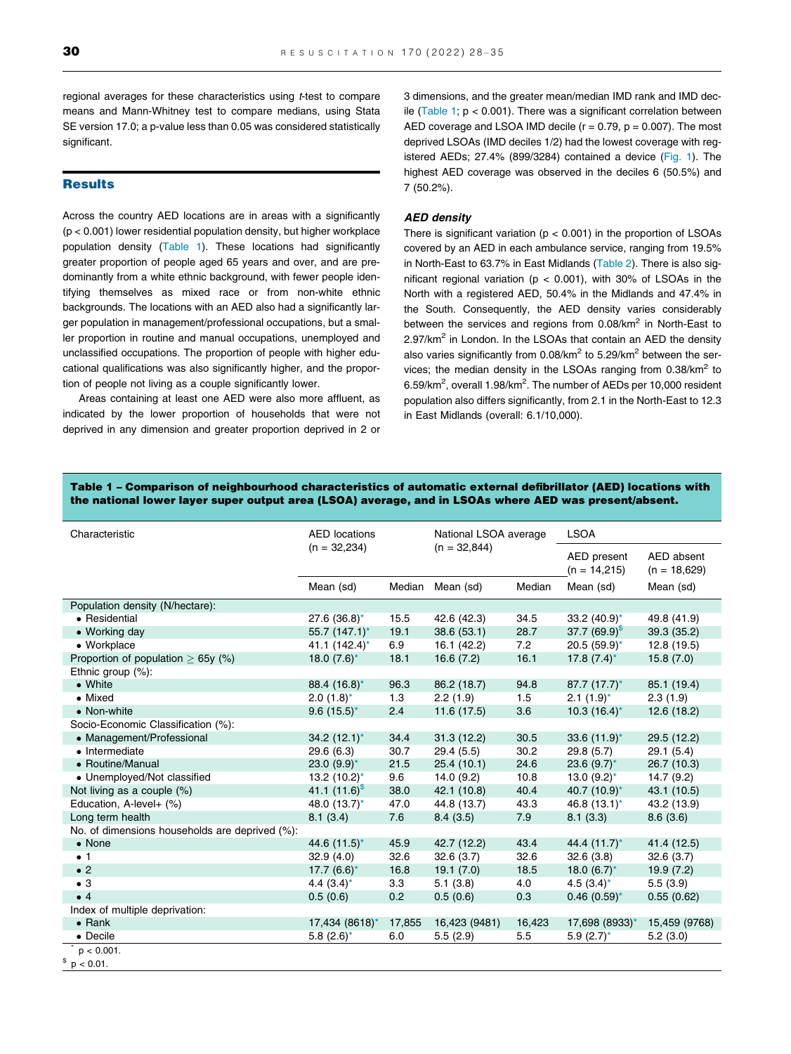regional averages for these characteristics using *t*-test to compare means and Mann-Whitney test to compare medians, using Stata SE version 17.0; a p-value less than 0.05 was considered statistically significant.

## Results

Across the country AED locations are in areas with a significantly ($p < 0.001$) lower residential population density, but higher workplace population density (Table 1). These locations had significantly greater proportion of people aged 65 years and over, and are predominantly from a white ethnic background, with fewer people identifying themselves as mixed race or from non-white ethnic backgrounds. The locations with an AED also had a significantly larger population in management/professional occupations, but a smaller proportion in routine and manual occupations, unemployed and unclassified occupations. The proportion of people with higher educational qualifications was also significantly higher, and the proportion of people not living as a couple significantly lower.

Areas containing at least one AED were also more affluent, as indicated by the lower proportion of households that were not deprived in any dimension and greater proportion deprived in 2 or 3 dimensions, and the greater mean/median IMD rank and IMD decile (Table 1; $p < 0.001$). There was a significant correlation between AED coverage and LSOA IMD decile ($r = 0.79$, $p = 0.007$). The most deprived LSOAs (IMD deciles 1/2) had the lowest coverage with registered AEDs; 27.4% (899/3284) contained a device (Fig. 1). The highest AED coverage was observed in the deciles 6 (50.5%) and 7 (50.2%).

### *AED density*

There is significant variation ($p < 0.001$) in the proportion of LSOAs covered by an AED in each ambulance service, ranging from 19.5% in North-East to 63.7% in East Midlands (Table 2). There is also significant regional variation ($p < 0.001$), with 30% of LSOAs in the North with a registered AED, 50.4% in the Midlands and 47.4% in the South. Consequently, the AED density varies considerably between the services and regions from 0.08/km$^2$ in North-East to 2.97/km$^2$ in London. In the LSOAs that contain an AED the density also varies significantly from 0.08/km$^2$ to 5.29/km$^2$ between the services; the median density in the LSOAs ranging from 0.38/km$^2$ to 6.59/km$^2$, overall 1.98/km$^2$. The number of AEDs per 10,000 resident population also differs significantly, from 2.1 in the North-East to 12.3 in East Midlands (overall: 6.1/10,000).

**Table 1 – Comparison of neighbourhood characteristics of automatic external defibrillator (AED) locations with the national lower layer super output area (LSOA) average, and in LSOAs where AED was present/absent.**

| Characteristic | AED locations (n = 32,234) | | National LSOA average (n = 32,844) | | LSOA | |
|---|---|---|---|---|---|---|
| | | | | | AED present (n = 14,215) | AED absent (n = 18,629) |
| | Mean (sd) | Median | Mean (sd) | Median | Mean (sd) | Mean (sd) |
| Population density (N/hectare): | | | | | | |
| • Residential | 27.6 (36.8)* | 15.5 | 42.6 (42.3) | 34.5 | 33.2 (40.9)* | 49.8 (41.9) |
| • Working day | 55.7 (147.1)* | 19.1 | 38.6 (53.1) | 28.7 | 37.7 (69.9)$ | 39.3 (35.2) |
| • Workplace | 41.1 (142.4)* | 6.9 | 16.1 (42.2) | 7.2 | 20.5 (59.9)* | 12.8 (19.5) |
| Proportion of population ≥ 65y (%) | 18.0 (7.6)* | 18.1 | 16.6 (7.2) | 16.1 | 17.8 (7.4)* | 15.8 (7.0) |
| Ethnic group (%): | | | | | | |
| • White | 88.4 (16.8)* | 96.3 | 86.2 (18.7) | 94.8 | 87.7 (17.7)* | 85.1 (19.4) |
| • Mixed | 2.0 (1.8)* | 1.3 | 2.2 (1.9) | 1.5 | 2.1 (1.9)* | 2.3 (1.9) |
| • Non-white | 9.6 (15.5)* | 2.4 | 11.6 (17.5) | 3.6 | 10.3 (16.4)* | 12.6 (18.2) |
| Socio-Economic Classification (%): | | | | | | |
| • Management/Professional | 34.2 (12.1)* | 34.4 | 31.3 (12.2) | 30.5 | 33.6 (11.9)* | 29.5 (12.2) |
| • Intermediate | 29.6 (6.3) | 30.7 | 29.4 (5.5) | 30.2 | 29.8 (5.7) | 29.1 (5.4) |
| • Routine/Manual | 23.0 (9.9)* | 21.5 | 25.4 (10.1) | 24.6 | 23.6 (9.7)* | 26.7 (10.3) |
| • Unemployed/Not classified | 13.2 (10.2)* | 9.6 | 14.0 (9.2) | 10.8 | 13.0 (9.2)* | 14.7 (9.2) |
| Not living as a couple (%) | 41.1 (11.6)$ | 38.0 | 42.1 (10.8) | 40.4 | 40.7 (10.9)* | 43.1 (10.5) |
| Education, A-level+ (%) | 48.0 (13.7)* | 47.0 | 44.8 (13.7) | 43.3 | 46.8 (13.1)* | 43.2 (13.9) |
| Long term health | 8.1 (3.4) | 7.6 | 8.4 (3.5) | 7.9 | 8.1 (3.3) | 8.6 (3.6) |
| No. of dimensions households are deprived (%): | | | | | | |
| • None | 44.6 (11.5)* | 45.9 | 42.7 (12.2) | 43.4 | 44.4 (11.7)* | 41.4 (12.5) |
| • 1 | 32.9 (4.0) | 32.6 | 32.6 (3.7) | 32.6 | 32.6 (3.8) | 32.6 (3.7) |
| • 2 | 17.7 (6.6)* | 16.8 | 19.1 (7.0) | 18.5 | 18.0 (6.7)* | 19.9 (7.2) |
| • 3 | 4.4 (3.4)* | 3.3 | 5.1 (3.8) | 4.0 | 4.5 (3.4)* | 5.5 (3.9) |
| • 4 | 0.5 (0.6) | 0.2 | 0.5 (0.6) | 0.3 | 0.46 (0.59)* | 0.55 (0.62) |
| Index of multiple deprivation: | | | | | | |
| • Rank | 17,434 (8618)* | 17,855 | 16,423 (9481) | 16,423 | 17,698 (8933)* | 15,459 (9768) |
| • Decile | 5.8 (2.6)* | 6.0 | 5.5 (2.9) | 5.5 | 5.9 (2.7)* | 5.2 (3.0) |

* $p < 0.001$.
$ $p < 0.01$.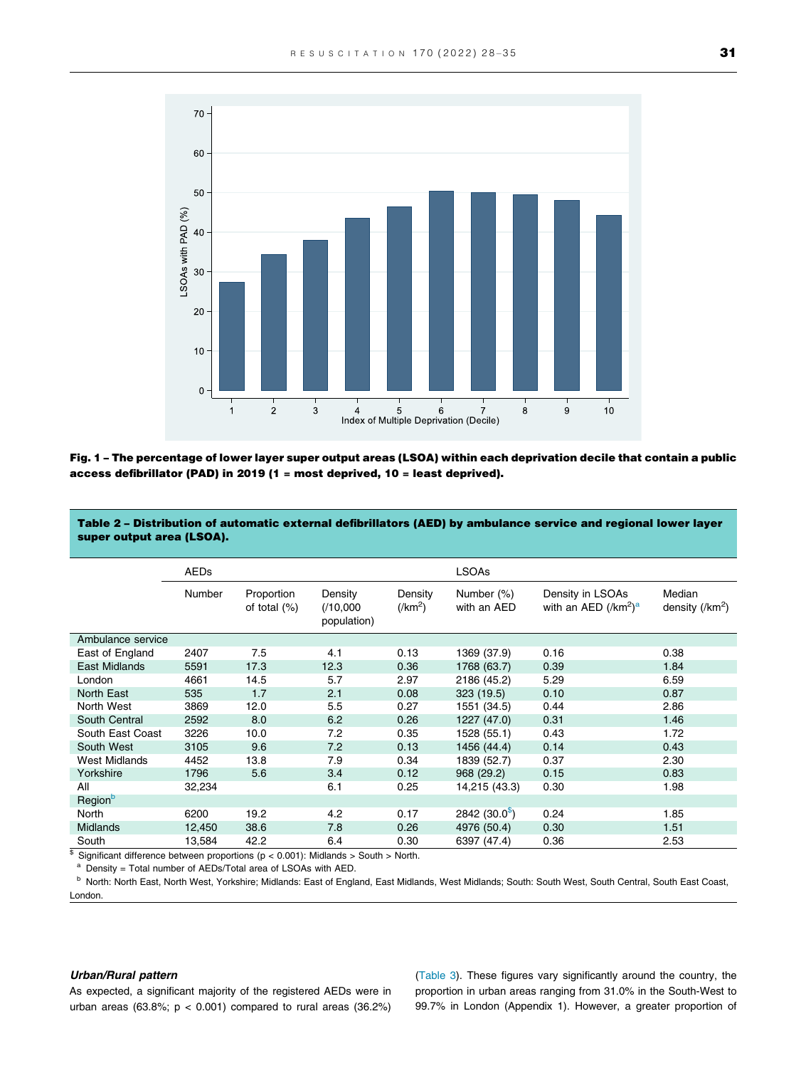**Fig. 1 – The percentage of lower layer super output areas (LSOA) within each deprivation decile that contain a public access defibrillator (PAD) in 2019 (1 = most deprived, 10 = least deprived).**

**Table 2 – Distribution of automatic external defibrillators (AED) by ambulance service and regional lower layer super output area (LSOA).**

| | AEDs | | | | LSOAs | | |
|---|---|---|---|---|---|---|---|
| | Number | Proportion of total (%) | Density (/10,000 population) | Density (/km$^2$) | Number (%) with an AED | Density in LSOAs with an AED (/km$^2$)[a] | Median density (/km$^2$) |
| Ambulance service | | | | | | | |
| East of England | 2407 | 7.5 | 4.1 | 0.13 | 1369 (37.9) | 0.16 | 0.38 |
| East Midlands | 5591 | 17.3 | 12.3 | 0.36 | 1768 (63.7) | 0.39 | 1.84 |
| London | 4661 | 14.5 | 5.7 | 2.97 | 2186 (45.2) | 5.29 | 6.59 |
| North East | 535 | 1.7 | 2.1 | 0.08 | 323 (19.5) | 0.10 | 0.87 |
| North West | 3869 | 12.0 | 5.5 | 0.27 | 1551 (34.5) | 0.44 | 2.86 |
| South Central | 2592 | 8.0 | 6.2 | 0.26 | 1227 (47.0) | 0.31 | 1.46 |
| South East Coast | 3226 | 10.0 | 7.2 | 0.35 | 1528 (55.1) | 0.43 | 1.72 |
| South West | 3105 | 9.6 | 7.2 | 0.13 | 1456 (44.4) | 0.14 | 0.43 |
| West Midlands | 4452 | 13.8 | 7.9 | 0.34 | 1839 (52.7) | 0.37 | 2.30 |
| Yorkshire | 1796 | 5.6 | 3.4 | 0.12 | 968 (29.2) | 0.15 | 0.83 |
| All | 32,234 | | 6.1 | 0.25 | 14,215 (43.3) | 0.30 | 1.98 |
| Region[b] | | | | | | | |
| North | 6200 | 19.2 | 4.2 | 0.17 | 2842 (30.0[$]) | 0.24 | 1.85 |
| Midlands | 12,450 | 38.6 | 7.8 | 0.26 | 4976 (50.4) | 0.30 | 1.51 |
| South | 13,584 | 42.2 | 6.4 | 0.30 | 6397 (47.4) | 0.36 | 2.53 |

[$] Significant difference between proportions ($p < 0.001$): Midlands > South > North.
[a] Density = Total number of AEDs/Total area of LSOAs with AED.
[b] North: North East, North West, Yorkshire; Midlands: East of England, East Midlands, West Midlands; South: South West, South Central, South East Coast, London.

### *Urban/Rural pattern*

As expected, a significant majority of the registered AEDs were in urban areas (63.8%; $p < 0.001$) compared to rural areas (36.2%) (Table 3). These figures vary significantly around the country, the proportion in urban areas ranging from 31.0% in the South-West to 99.7% in London (Appendix 1). However, a greater proportion of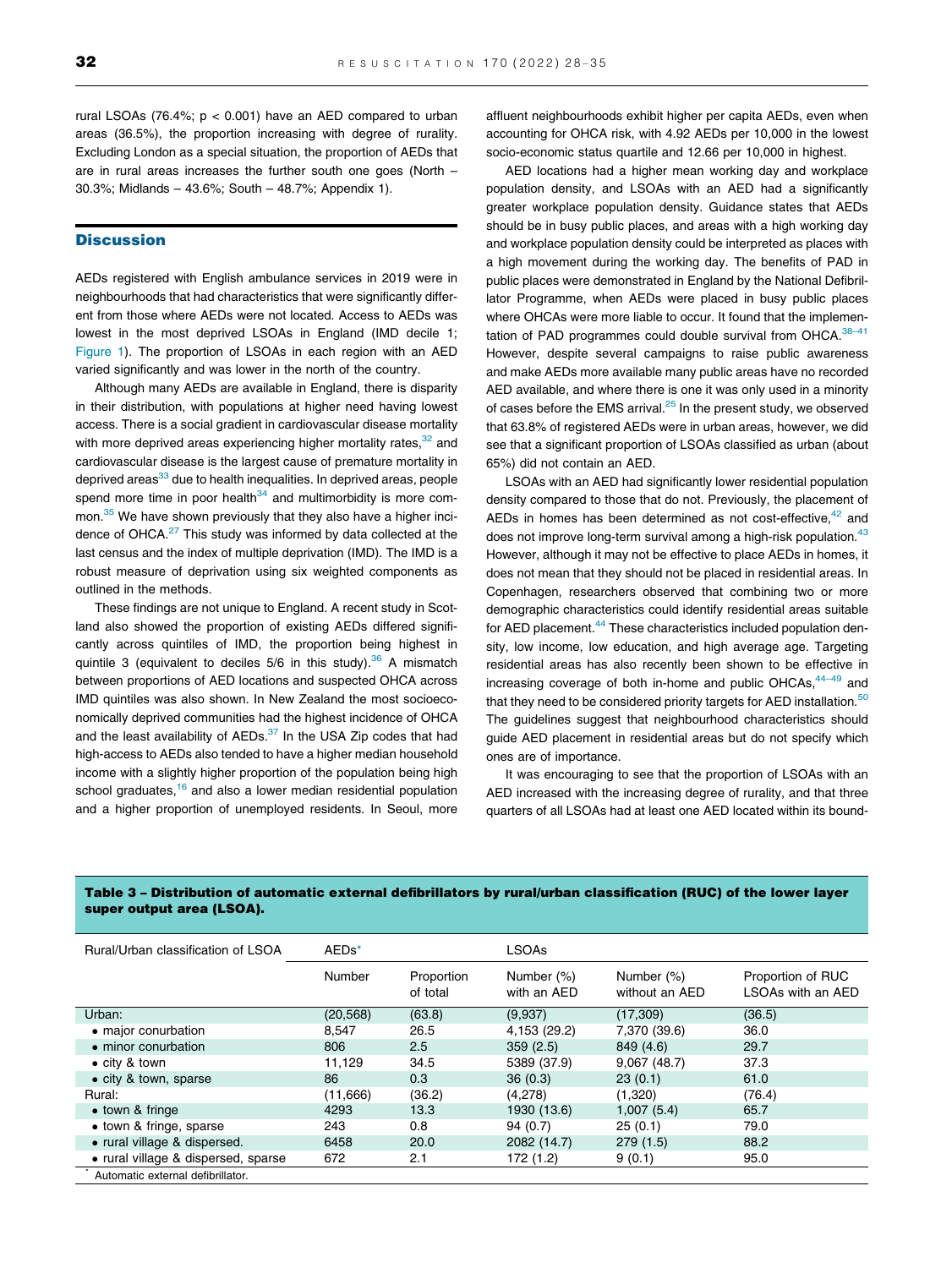rural LSOAs (76.4%; $p < 0.001$) have an AED compared to urban areas (36.5%), the proportion increasing with degree of rurality. Excluding London as a special situation, the proportion of AEDs that are in rural areas increases the further south one goes (North – 30.3%; Midlands – 43.6%; South – 48.7%; Appendix 1).

## Discussion

AEDs registered with English ambulance services in 2019 were in neighbourhoods that had characteristics that were significantly different from those where AEDs were not located. Access to AEDs was lowest in the most deprived LSOAs in England (IMD decile 1; Figure 1). The proportion of LSOAs in each region with an AED varied significantly and was lower in the north of the country.

Although many AEDs are available in England, there is disparity in their distribution, with populations at higher need having lowest access. There is a social gradient in cardiovascular disease mortality with more deprived areas experiencing higher mortality rates,[32] and cardiovascular disease is the largest cause of premature mortality in deprived areas[33] due to health inequalities. In deprived areas, people spend more time in poor health[34] and multimorbidity is more common.[35] We have shown previously that they also have a higher incidence of OHCA.[27] This study was informed by data collected at the last census and the index of multiple deprivation (IMD). The IMD is a robust measure of deprivation using six weighted components as outlined in the methods.

These findings are not unique to England. A recent study in Scotland also showed the proportion of existing AEDs differed significantly across quintiles of IMD, the proportion being highest in quintile 3 (equivalent to deciles 5/6 in this study).[36] A mismatch between proportions of AED locations and suspected OHCA across IMD quintiles was also shown. In New Zealand the most socioeconomically deprived communities had the highest incidence of OHCA and the least availability of AEDs.[37] In the USA Zip codes that had high-access to AEDs also tended to have a higher median household income with a slightly higher proportion of the population being high school graduates,[16] and also a lower median residential population and a higher proportion of unemployed residents. In Seoul, more affluent neighbourhoods exhibit higher per capita AEDs, even when accounting for OHCA risk, with 4.92 AEDs per 10,000 in the lowest socio-economic status quartile and 12.66 per 10,000 in highest.

AED locations had a higher mean working day and workplace population density, and LSOAs with an AED had a significantly greater workplace population density. Guidance states that AEDs should be in busy public places, and areas with a high working day and workplace population density could be interpreted as places with a high movement during the working day. The benefits of PAD in public places were demonstrated in England by the National Defibrillator Programme, when AEDs were placed in busy public places where OHCAs were more liable to occur. It found that the implementation of PAD programmes could double survival from OHCA.[38–41] However, despite several campaigns to raise public awareness and make AEDs more available many public areas have no recorded AED available, and where there is one it was only used in a minority of cases before the EMS arrival.[25] In the present study, we observed that 63.8% of registered AEDs were in urban areas, however, we did see that a significant proportion of LSOAs classified as urban (about 65%) did not contain an AED.

LSOAs with an AED had significantly lower residential population density compared to those that do not. Previously, the placement of AEDs in homes has been determined as not cost-effective,[42] and does not improve long-term survival among a high-risk population.[43] However, although it may not be effective to place AEDs in homes, it does not mean that they should not be placed in residential areas. In Copenhagen, researchers observed that combining two or more demographic characteristics could identify residential areas suitable for AED placement.[44] These characteristics included population density, low income, low education, and high average age. Targeting residential areas has also recently been shown to be effective in increasing coverage of both in-home and public OHCAs,[44–49] and that they need to be considered priority targets for AED installation.[50] The guidelines suggest that neighbourhood characteristics should guide AED placement in residential areas but do not specify which ones are of importance.

It was encouraging to see that the proportion of LSOAs with an AED increased with the increasing degree of rurality, and that three quarters of all LSOAs had at least one AED located within its bound-

**Table 3 – Distribution of automatic external defibrillators by rural/urban classification (RUC) of the lower layer super output area (LSOA).**

| Rural/Urban classification of LSOA | AEDs* | | LSOAs | | |
|---|---|---|---|---|---|
| | Number | Proportion of total | Number (%) with an AED | Number (%) without an AED | Proportion of RUC LSOAs with an AED |
| Urban: | (20,568) | (63.8) | (9,937) | (17,309) | (36.5) |
| • major conurbation | 8,547 | 26.5 | 4,153 (29.2) | 7,370 (39.6) | 36.0 |
| • minor conurbation | 806 | 2.5 | 359 (2.5) | 849 (4.6) | 29.7 |
| • city & town | 11,129 | 34.5 | 5389 (37.9) | 9,067 (48.7) | 37.3 |
| • city & town, sparse | 86 | 0.3 | 36 (0.3) | 23 (0.1) | 61.0 |
| Rural: | (11,666) | (36.2) | (4,278) | (1,320) | (76.4) |
| • town & fringe | 4293 | 13.3 | 1930 (13.6) | 1,007 (5.4) | 65.7 |
| • town & fringe, sparse | 243 | 0.8 | 94 (0.7) | 25 (0.1) | 79.0 |
| • rural village & dispersed. | 6458 | 20.0 | 2082 (14.7) | 279 (1.5) | 88.2 |
| • rural village & dispersed, sparse | 672 | 2.1 | 172 (1.2) | 9 (0.1) | 95.0 |

\* Automatic external defibrillator.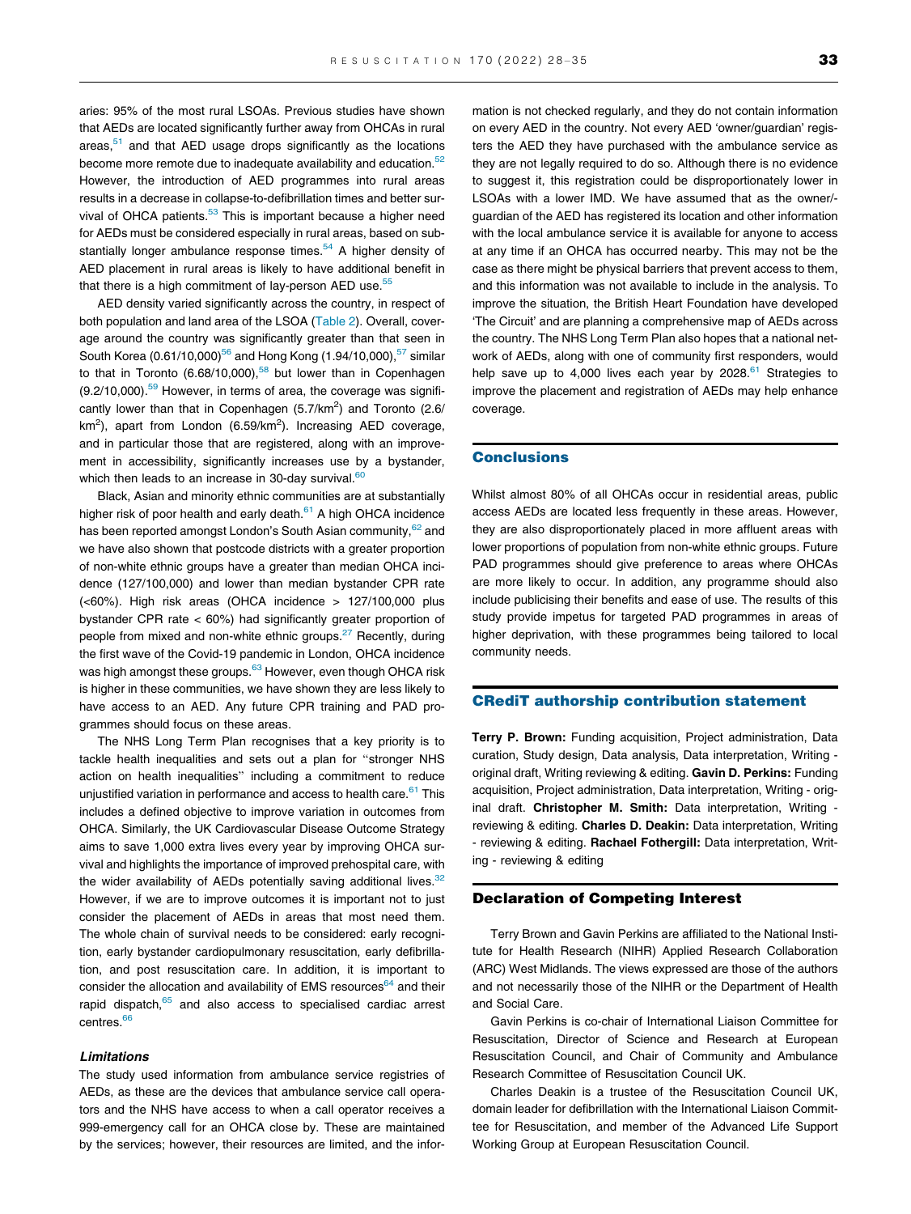aries: 95% of the most rural LSOAs. Previous studies have shown that AEDs are located significantly further away from OHCAs in rural areas,[51] and that AED usage drops significantly as the locations become more remote due to inadequate availability and education.[52] However, the introduction of AED programmes into rural areas results in a decrease in collapse-to-defibrillation times and better survival of OHCA patients.[53] This is important because a higher need for AEDs must be considered especially in rural areas, based on substantially longer ambulance response times.[54] A higher density of AED placement in rural areas is likely to have additional benefit in that there is a high commitment of lay-person AED use.[55]

AED density varied significantly across the country, in respect of both population and land area of the LSOA (Table 2). Overall, coverage around the country was significantly greater than that seen in South Korea (0.61/10,000)[56] and Hong Kong (1.94/10,000),[57] similar to that in Toronto (6.68/10,000),[58] but lower than in Copenhagen (9.2/10,000).[59] However, in terms of area, the coverage was significantly lower than that in Copenhagen (5.7/km$^2$) and Toronto (2.6/km$^2$), apart from London (6.59/km$^2$). Increasing AED coverage, and in particular those that are registered, along with an improvement in accessibility, significantly increases use by a bystander, which then leads to an increase in 30-day survival.[60]

Black, Asian and minority ethnic communities are at substantially higher risk of poor health and early death.[61] A high OHCA incidence has been reported amongst London's South Asian community,[62] and we have also shown that postcode districts with a greater proportion of non-white ethnic groups have a greater than median OHCA incidence (127/100,000) and lower than median bystander CPR rate (<60%). High risk areas (OHCA incidence > 127/100,000 plus bystander CPR rate < 60%) had significantly greater proportion of people from mixed and non-white ethnic groups.[27] Recently, during the first wave of the Covid-19 pandemic in London, OHCA incidence was high amongst these groups.[63] However, even though OHCA risk is higher in these communities, we have shown they are less likely to have access to an AED. Any future CPR training and PAD programmes should focus on these areas.

The NHS Long Term Plan recognises that a key priority is to tackle health inequalities and sets out a plan for "stronger NHS action on health inequalities" including a commitment to reduce unjustified variation in performance and access to health care.[61] This includes a defined objective to improve variation in outcomes from OHCA. Similarly, the UK Cardiovascular Disease Outcome Strategy aims to save 1,000 extra lives every year by improving OHCA survival and highlights the importance of improved prehospital care, with the wider availability of AEDs potentially saving additional lives.[32] However, if we are to improve outcomes it is important not to just consider the placement of AEDs in areas that most need them. The whole chain of survival needs to be considered: early recognition, early bystander cardiopulmonary resuscitation, early defibrillation, and post resuscitation care. In addition, it is important to consider the allocation and availability of EMS resources[64] and their rapid dispatch,[65] and also access to specialised cardiac arrest centres.[66]

### *Limitations*

The study used information from ambulance service registries of AEDs, as these are the devices that ambulance service call operators and the NHS have access to when a call operator receives a 999-emergency call for an OHCA close by. These are maintained by the services; however, their resources are limited, and the information is not checked regularly, and they do not contain information on every AED in the country. Not every AED 'owner/guardian' registers the AED they have purchased with the ambulance service as they are not legally required to do so. Although there is no evidence to suggest it, this registration could be disproportionately lower in LSOAs with a lower IMD. We have assumed that as the owner/guardian of the AED has registered its location and other information with the local ambulance service it is available for anyone to access at any time if an OHCA has occurred nearby. This may not be the case as there might be physical barriers that prevent access to them, and this information was not available to include in the analysis. To improve the situation, the British Heart Foundation have developed 'The Circuit' and are planning a comprehensive map of AEDs across the country. The NHS Long Term Plan also hopes that a national network of AEDs, along with one of community first responders, would help save up to 4,000 lives each year by 2028.[61] Strategies to improve the placement and registration of AEDs may help enhance coverage.

## Conclusions

Whilst almost 80% of all OHCAs occur in residential areas, public access AEDs are located less frequently in these areas. However, they are also disproportionately placed in more affluent areas with lower proportions of population from non-white ethnic groups. Future PAD programmes should give preference to areas where OHCAs are more likely to occur. In addition, any programme should also include publicising their benefits and ease of use. The results of this study provide impetus for targeted PAD programmes in areas of higher deprivation, with these programmes being tailored to local community needs.

## CRediT authorship contribution statement

**Terry P. Brown:** Funding acquisition, Project administration, Data curation, Study design, Data analysis, Data interpretation, Writing - original draft, Writing reviewing & editing. **Gavin D. Perkins:** Funding acquisition, Project administration, Data interpretation, Writing - original draft. **Christopher M. Smith:** Data interpretation, Writing - reviewing & editing. **Charles D. Deakin:** Data interpretation, Writing - reviewing & editing. **Rachael Fothergill:** Data interpretation, Writing - reviewing & editing

## Declaration of Competing Interest

Terry Brown and Gavin Perkins are affiliated to the National Institute for Health Research (NIHR) Applied Research Collaboration (ARC) West Midlands. The views expressed are those of the authors and not necessarily those of the NIHR or the Department of Health and Social Care.

Gavin Perkins is co-chair of International Liaison Committee for Resuscitation, Director of Science and Research at European Resuscitation Council, and Chair of Community and Ambulance Research Committee of Resuscitation Council UK.

Charles Deakin is a trustee of the Resuscitation Council UK, domain leader for defibrillation with the International Liaison Committee for Resuscitation, and member of the Advanced Life Support Working Group at European Resuscitation Council.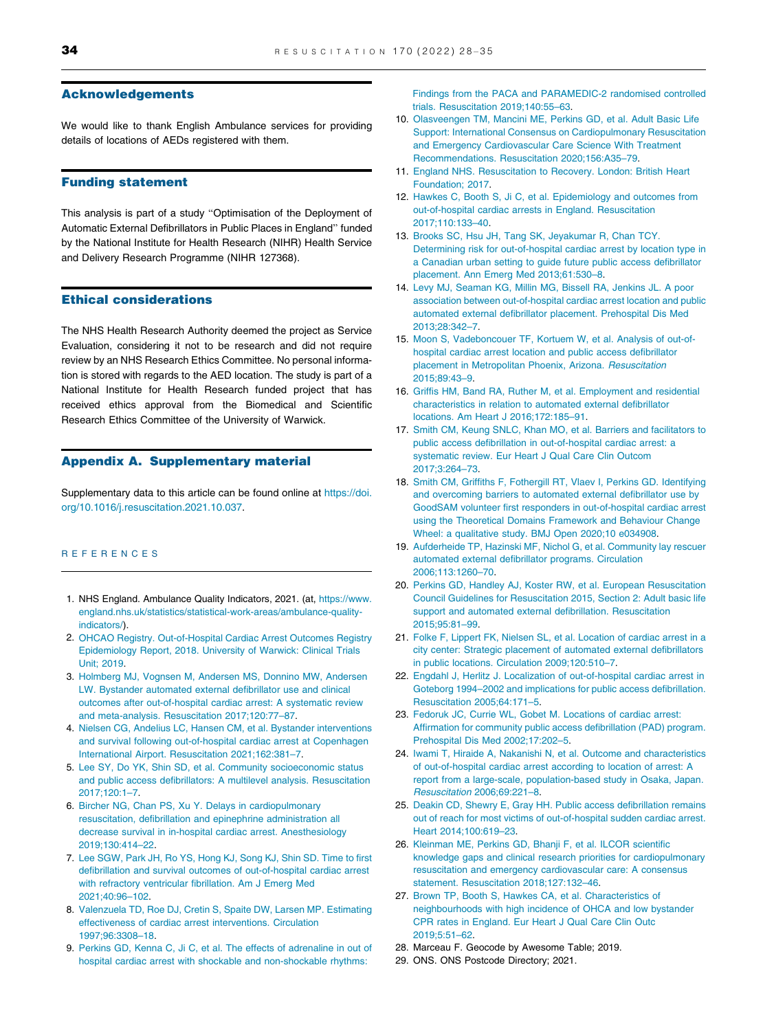## Acknowledgements

We would like to thank English Ambulance services for providing details of locations of AEDs registered with them.

## Funding statement

This analysis is part of a study "Optimisation of the Deployment of Automatic External Defibrillators in Public Places in England" funded by the National Institute for Health Research (NIHR) Health Service and Delivery Research Programme (NIHR 127368).

## Ethical considerations

The NHS Health Research Authority deemed the project as Service Evaluation, considering it not to be research and did not require review by an NHS Research Ethics Committee. No personal information is stored with regards to the AED location. The study is part of a National Institute for Health Research funded project that has received ethics approval from the Biomedical and Scientific Research Ethics Committee of the University of Warwick.

## Appendix A. Supplementary material

Supplementary data to this article can be found online at https://doi.org/10.1016/j.resuscitation.2021.10.037.

## REFERENCES

1. NHS England. Ambulance Quality Indicators, 2021. (at, https://www.england.nhs.uk/statistics/statistical-work-areas/ambulance-quality-indicators/).
2. OHCAO Registry. Out-of-Hospital Cardiac Arrest Outcomes Registry Epidemiology Report, 2018. University of Warwick: Clinical Trials Unit; 2019.
3. Holmberg MJ, Vognsen M, Andersen MS, Donnino MW, Andersen LW. Bystander automated external defibrillator use and clinical outcomes after out-of-hospital cardiac arrest: A systematic review and meta-analysis. Resuscitation 2017;120:77–87.
4. Nielsen CG, Andelius LC, Hansen CM, et al. Bystander interventions and survival following out-of-hospital cardiac arrest at Copenhagen International Airport. Resuscitation 2021;162:381–7.
5. Lee SY, Do YK, Shin SD, et al. Community socioeconomic status and public access defibrillators: A multilevel analysis. Resuscitation 2017;120:1–7.
6. Bircher NG, Chan PS, Xu Y. Delays in cardiopulmonary resuscitation, defibrillation and epinephrine administration all decrease survival in in-hospital cardiac arrest. Anesthesiology 2019;130:414–22.
7. Lee SGW, Park JH, Ro YS, Hong KJ, Song KJ, Shin SD. Time to first defibrillation and survival outcomes of out-of-hospital cardiac arrest with refractory ventricular fibrillation. Am J Emerg Med 2021;40:96–102.
8. Valenzuela TD, Roe DJ, Cretin S, Spaite DW, Larsen MP. Estimating effectiveness of cardiac arrest interventions. Circulation 1997;96:3308–18.
9. Perkins GD, Kenna C, Ji C, et al. The effects of adrenaline in out of hospital cardiac arrest with shockable and non-shockable rhythms: Findings from the PACA and PARAMEDIC-2 randomised controlled trials. Resuscitation 2019;140:55–63.
10. Olasveengen TM, Mancini ME, Perkins GD, et al. Adult Basic Life Support: International Consensus on Cardiopulmonary Resuscitation and Emergency Cardiovascular Care Science With Treatment Recommendations. Resuscitation 2020;156:A35–79.
11. England NHS. Resuscitation to Recovery. London: British Heart Foundation; 2017.
12. Hawkes C, Booth S, Ji C, et al. Epidemiology and outcomes from out-of-hospital cardiac arrests in England. Resuscitation 2017;110:133–40.
13. Brooks SC, Hsu JH, Tang SK, Jeyakumar R, Chan TCY. Determining risk for out-of-hospital cardiac arrest by location type in a Canadian urban setting to guide future public access defibrillator placement. Ann Emerg Med 2013;61:530–8.
14. Levy MJ, Seaman KG, Millin MG, Bissell RA, Jenkins JL. A poor association between out-of-hospital cardiac arrest location and public automated external defibrillator placement. Prehospital Dis Med 2013;28:342–7.
15. Moon S, Vadeboncouer TF, Kortuem W, et al. Analysis of out-of-hospital cardiac arrest location and public access defibrillator placement in Metropolitan Phoenix, Arizona. *Resuscitation* 2015;89:43–9.
16. Griffis HM, Band RA, Ruther M, et al. Employment and residential characteristics in relation to automated external defibrillator locations. Am Heart J 2016;172:185–91.
17. Smith CM, Keung SNLC, Khan MO, et al. Barriers and facilitators to public access defibrillation in out-of-hospital cardiac arrest: a systematic review. Eur Heart J Qual Care Clin Outcom 2017;3:264–73.
18. Smith CM, Griffiths F, Fothergill RT, Vlaev I, Perkins GD. Identifying and overcoming barriers to automated external defibrillator use by GoodSAM volunteer first responders in out-of-hospital cardiac arrest using the Theoretical Domains Framework and Behaviour Change Wheel: a qualitative study. BMJ Open 2020;10 e034908.
19. Aufderheide TP, Hazinski MF, Nichol G, et al. Community lay rescuer automated external defibrillator programs. Circulation 2006;113:1260–70.
20. Perkins GD, Handley AJ, Koster RW, et al. European Resuscitation Council Guidelines for Resuscitation 2015, Section 2: Adult basic life support and automated external defibrillation. Resuscitation 2015;95:81–99.
21. Folke F, Lippert FK, Nielsen SL, et al. Location of cardiac arrest in a city center: Strategic placement of automated external defibrillators in public locations. Circulation 2009;120:510–7.
22. Engdahl J, Herlitz J. Localization of out-of-hospital cardiac arrest in Goteborg 1994–2002 and implications for public access defibrillation. Resuscitation 2005;64:171–5.
23. Fedoruk JC, Currie WL, Gobet M. Locations of cardiac arrest: Affirmation for community public access defibrillation (PAD) program. Prehospital Dis Med 2002;17:202–5.
24. Iwami T, Hiraide A, Nakanishi N, et al. Outcome and characteristics of out-of-hospital cardiac arrest according to location of arrest: A report from a large-scale, population-based study in Osaka, Japan. *Resuscitation* 2006;69:221–8.
25. Deakin CD, Shewry E, Gray HH. Public access defibrillation remains out of reach for most victims of out-of-hospital sudden cardiac arrest. Heart 2014;100:619–23.
26. Kleinman ME, Perkins GD, Bhanji F, et al. ILCOR scientific knowledge gaps and clinical research priorities for cardiopulmonary resuscitation and emergency cardiovascular care: A consensus statement. Resuscitation 2018;127:132–46.
27. Brown TP, Booth S, Hawkes CA, et al. Characteristics of neighbourhoods with high incidence of OHCA and low bystander CPR rates in England. Eur Heart J Qual Care Clin Outc 2019;5:51–62.
28. Marceau F. Geocode by Awesome Table; 2019.
29. ONS. ONS Postcode Directory; 2021.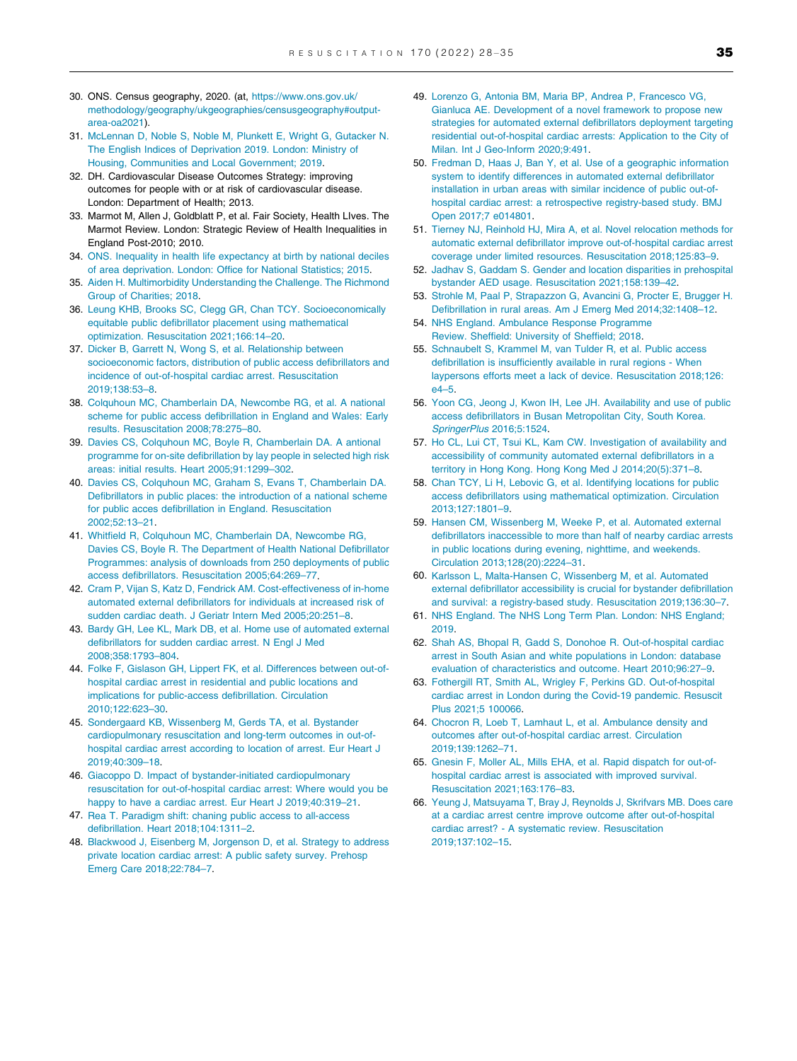30. ONS. Census geography, 2020. (at, https://www.ons.gov.uk/methodology/geography/ukgeographies/censusgeography#output-area-oa2021).
31. McLennan D, Noble S, Noble M, Plunkett E, Wright G, Gutacker N. The English Indices of Deprivation 2019. London: Ministry of Housing, Communities and Local Government; 2019.
32. DH. Cardiovascular Disease Outcomes Strategy: improving outcomes for people with or at risk of cardiovascular disease. London: Department of Health; 2013.
33. Marmot M, Allen J, Goldblatt P, et al. Fair Society, Health LIves. The Marmot Review. London: Strategic Review of Health Inequalities in England Post-2010; 2010.
34. ONS. Inequality in health life expectancy at birth by national deciles of area deprivation. London: Office for National Statistics; 2015.
35. Aiden H. Multimorbidity Understanding the Challenge. The Richmond Group of Charities; 2018.
36. Leung KHB, Brooks SC, Clegg GR, Chan TCY. Socioeconomically equitable public defibrillator placement using mathematical optimization. Resuscitation 2021;166:14–20.
37. Dicker B, Garrett N, Wong S, et al. Relationship between socioeconomic factors, distribution of public access defibrillators and incidence of out-of-hospital cardiac arrest. Resuscitation 2019;138:53–8.
38. Colquhoun MC, Chamberlain DA, Newcombe RG, et al. A national scheme for public access defibrillation in England and Wales: Early results. Resuscitation 2008;78:275–80.
39. Davies CS, Colquhoun MC, Boyle R, Chamberlain DA. A antional programme for on-site defibrillation by lay people in selected high risk areas: initial results. Heart 2005;91:1299–302.
40. Davies CS, Colquhoun MC, Graham S, Evans T, Chamberlain DA. Defibrillators in public places: the introduction of a national scheme for public acces defibrillation in England. Resuscitation 2002;52:13–21.
41. Whitfield R, Colquhoun MC, Chamberlain DA, Newcombe RG, Davies CS, Boyle R. The Department of Health National Defibrillator Programmes: analysis of downloads from 250 deployments of public access defibrillators. Resuscitation 2005;64:269–77.
42. Cram P, Vijan S, Katz D, Fendrick AM. Cost-effectiveness of in-home automated external defibrillators for individuals at increased risk of sudden cardiac death. J Geriatr Intern Med 2005;20:251–8.
43. Bardy GH, Lee KL, Mark DB, et al. Home use of automated external defibrillators for sudden cardiac arrest. N Engl J Med 2008;358:1793–804.
44. Folke F, Gislason GH, Lippert FK, et al. Differences between out-of-hospital cardiac arrest in residential and public locations and implications for public-access defibrillation. Circulation 2010;122:623–30.
45. Sondergaard KB, Wissenberg M, Gerds TA, et al. Bystander cardiopulmonary resuscitation and long-term outcomes in out-of-hospital cardiac arrest according to location of arrest. Eur Heart J 2019;40:309–18.
46. Giacoppo D. Impact of bystander-initiated cardiopulmonary resuscitation for out-of-hospital cardiac arrest: Where would you be happy to have a cardiac arrest. Eur Heart J 2019;40:319–21.
47. Rea T. Paradigm shift: chaning public access to all-access defibrillation. Heart 2018;104:1311–2.
48. Blackwood J, Eisenberg M, Jorgenson D, et al. Strategy to address private location cardiac arrest: A public safety survey. Prehosp Emerg Care 2018;22:784–7.
49. Lorenzo G, Antonia BM, Maria BP, Andrea P, Francesco VG, Gianluca AE. Development of a novel framework to propose new strategies for automated external defibrillators deployment targeting residential out-of-hospital cardiac arrests: Application to the City of Milan. Int J Geo-Inform 2020;9:491.
50. Fredman D, Haas J, Ban Y, et al. Use of a geographic information system to identify differences in automated external defibrillator installation in urban areas with similar incidence of public out-of-hospital cardiac arrest: a retrospective registry-based study. BMJ Open 2017;7 e014801.
51. Tierney NJ, Reinhold HJ, Mira A, et al. Novel relocation methods for automatic external defibrillator improve out-of-hospital cardiac arrest coverage under limited resources. Resuscitation 2018;125:83–9.
52. Jadhav S, Gaddam S. Gender and location disparities in prehospital bystander AED usage. Resuscitation 2021;158:139–42.
53. Strohle M, Paal P, Strapazzon G, Avancini G, Procter E, Brugger H. Defibrillation in rural areas. Am J Emerg Med 2014;32:1408–12.
54. NHS England. Ambulance Response Programme Review. Sheffield: University of Sheffield; 2018.
55. Schnaubelt S, Krammel M, van Tulder R, et al. Public access defibrillation is insufficiently available in rural regions - When laypersons efforts meet a lack of device. Resuscitation 2018;126:e4–5.
56. Yoon CG, Jeong J, Kwon IH, Lee JH. Availability and use of public access defibrillators in Busan Metropolitan City, South Korea. *SpringerPlus* 2016;5:1524.
57. Ho CL, Lui CT, Tsui KL, Kam CW. Investigation of availability and accessibility of community automated external defibrillators in a territory in Hong Kong. Hong Kong Med J 2014;20(5):371–8.
58. Chan TCY, Li H, Lebovic G, et al. Identifying locations for public access defibrillators using mathematical optimization. Circulation 2013;127:1801–9.
59. Hansen CM, Wissenberg M, Weeke P, et al. Automated external defibrillators inaccessible to more than half of nearby cardiac arrests in public locations during evening, nighttime, and weekends. Circulation 2013;128(20):2224–31.
60. Karlsson L, Malta-Hansen C, Wissenberg M, et al. Automated external defibrillator accessibility is crucial for bystander defibrillation and survival: a registry-based study. Resuscitation 2019;136:30–7.
61. NHS England. The NHS Long Term Plan. London: NHS England; 2019.
62. Shah AS, Bhopal R, Gadd S, Donohoe R. Out-of-hospital cardiac arrest in South Asian and white populations in London: database evaluation of characteristics and outcome. Heart 2010;96:27–9.
63. Fothergill RT, Smith AL, Wrigley F, Perkins GD. Out-of-hospital cardiac arrest in London during the Covid-19 pandemic. Resuscit Plus 2021;5 100066.
64. Chocron R, Loeb T, Lamhaut L, et al. Ambulance density and outcomes after out-of-hospital cardiac arrest. Circulation 2019;139:1262–71.
65. Gnesin F, Moller AL, Mills EHA, et al. Rapid dispatch for out-of-hospital cardiac arrest is associated with improved survival. Resuscitation 2021;163:176–83.
66. Yeung J, Matsuyama T, Bray J, Reynolds J, Skrifvars MB. Does care at a cardiac arrest centre improve outcome after out-of-hospital cardiac arrest? - A systematic review. Resuscitation 2019;137:102–15.